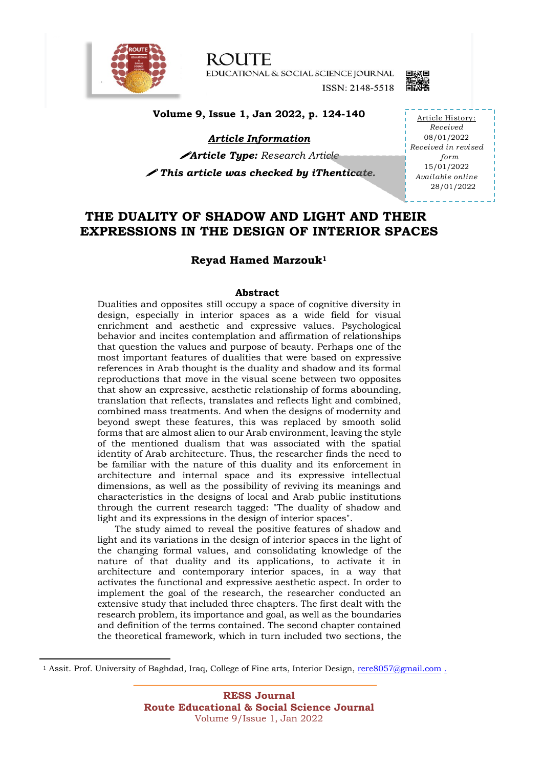**ROUTE**

**EDUCATIONAL & SOCIAL SCIENCE JOURNAL**

ISSN: 2148-5518

**Volume 9, Issue 1, Jan 2022, p. 124-140**

***Article Information***

***Article Type:*** *Research Article*

***This article was checked by iThenticate.***

Article History:
*Received* 08/01/2022
*Received in revised form* 15/01/2022
*Available online* 28/01/2022

# THE DUALITY OF SHADOW AND LIGHT AND THEIR EXPRESSIONS IN THE DESIGN OF INTERIOR SPACES

**Reyad Hamed Marzouk**[1]

## Abstract

Dualities and opposites still occupy a space of cognitive diversity in design, especially in interior spaces as a wide field for visual enrichment and aesthetic and expressive values. Psychological behavior and incites contemplation and affirmation of relationships that question the values and purpose of beauty. Perhaps one of the most important features of dualities that were based on expressive references in Arab thought is the duality and shadow and its formal reproductions that move in the visual scene between two opposites that show an expressive, aesthetic relationship of forms abounding, translation that reflects, translates and reflects light and combined, combined mass treatments. And when the designs of modernity and beyond swept these features, this was replaced by smooth solid forms that are almost alien to our Arab environment, leaving the style of the mentioned dualism that was associated with the spatial identity of Arab architecture. Thus, the researcher finds the need to be familiar with the nature of this duality and its enforcement in architecture and internal space and its expressive intellectual dimensions, as well as the possibility of reviving its meanings and characteristics in the designs of local and Arab public institutions through the current research tagged: "The duality of shadow and light and its expressions in the design of interior spaces".

The study aimed to reveal the positive features of shadow and light and its variations in the design of interior spaces in the light of the changing formal values, and consolidating knowledge of the nature of that duality and its applications, to activate it in architecture and contemporary interior spaces, in a way that activates the functional and expressive aesthetic aspect. In order to implement the goal of the research, the researcher conducted an extensive study that included three chapters. The first dealt with the research problem, its importance and goal, as well as the boundaries and definition of the terms contained. The second chapter contained the theoretical framework, which in turn included two sections, the

[1] Assit. Prof. University of Baghdad, Iraq, College of Fine arts, Interior Design, rere8057@gmail.com .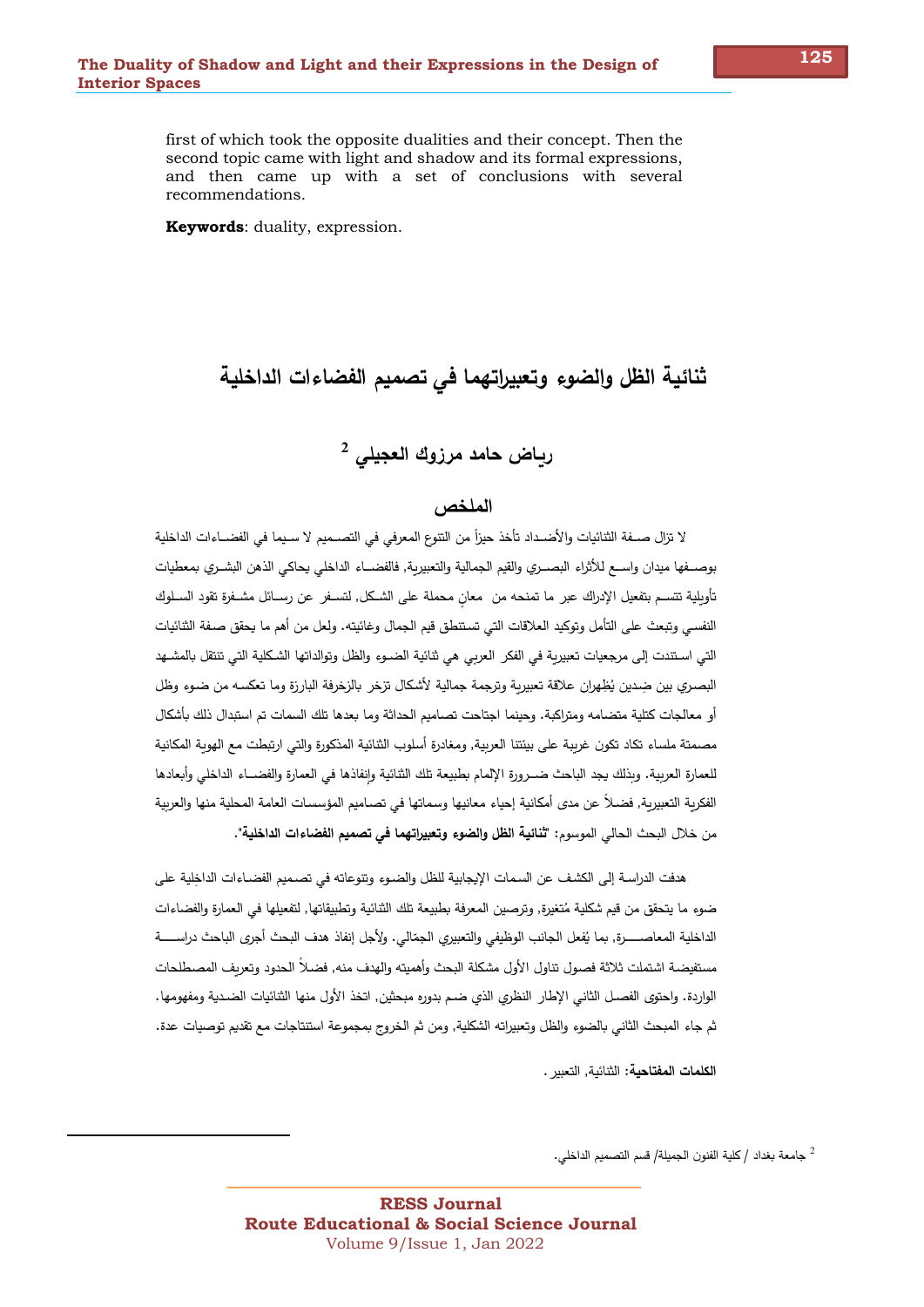first of which took the opposite dualities and their concept. Then the second topic came with light and shadow and its formal expressions, and then came up with a set of conclusions with several recommendations.

**Keywords**: duality, expression.

# ثنائية الظل والضوء وتعبيراتهما في تصميم الفضاءات الداخلية

## رياض حامد مرزوك العجيلي [2]

## الملخص

لا تزال صفة الثنائيات والأضداد تأخذ حيزاً من التنوع المعرفي في التصميم لا سيما في الفضاءات الداخلية بوصفها ميدان واسع للأثراء البصري والقيم الجمالية والتعبيرية, فالفضاء الداخلي يحاكي الذهن البشري بمعطيات تأويلية تتسم بتفعيل الإدراك عبر ما تمنحه من معانٍ محملة على الشكل, لتسفر عن رسائل مشفرة تقود السلوك النفسي وتبعث على التأمل وتوكيد العلاقات التي تستنطق قيم الجمال وغائيته. ولعل من أهم ما يحقق صفة الثنائيات التي استندت إلى مرجعيات تعبيرية في الفكر العربي هي ثنائية الضوء والظل وتوالداتها الشكلية التي تنتقل بالمشهد البصري بين ضِدين يُظهران علاقة تعبيرية وترجمة جمالية لأشكال تزخر بالزخرفة البارزة وما تعكسه من ضوء وظل أو معالجات كتلية متضامه ومتراكبة. وحينما اجتاحت تصاميم الحداثة وما بعدها تلك السمات تم استبدال ذلك بأشكال مصمتة ملساء تكاد تكون غريبة على بيئتنا العربية, ومغادرة أسلوب الثنائية المذكورة والتي ارتبطت مع الهوية المكانية للعمارة العربية. وبذلك يجد الباحث ضرورة الإلمام بطبيعة تلك الثنائية وإنفاذها في العمارة والفضاء الداخلي وأبعادها الفكرية التعبيرية, فضلاً عن مدى أمكانية إحياء معانيها وسماتها في تصاميم المؤسسات العامة المحلية منها والعربية من خلال البحث الحالي الموسوم: **"ثنائية الظل والضوء وتعبيراتهما في تصميم الفضاءات الداخلية"**.

هدفت الدراسة إلى الكشف عن السمات الإيجابية للظل والضوء وتنوعاته في تصميم الفضاءات الداخلية على ضوء ما يتحقق من قيم شكلية مُتغيرة, وترصين المعرفة بطبيعة تلك الثنائية وتطبيقاتها, لتفعيلها في العمارة والفضاءات الداخلية المعاصرة, بما يُفعل الجانب الوظيفي والتعبيري الجمالي. ولأجل إنفاذ هدف البحث أجرى الباحث دراسة مستفيضة اشتملت ثلاثة فصول تناول الأول مشكلة البحث وأهميته والهدف منه, فضلاً الحدود وتعريف المصطلحات الواردة. واحتوى الفصل الثاني الإطار النظري الذي ضم بدوره مبحثين, اتخذ الأول منها الثنائيات الضدية ومفهومها. ثم جاء المبحث الثاني بالضوء والظل وتعبيراته الشكلية, ومن ثم الخروج بمجموعة استنتاجات مع تقديم توصيات عدة.

**الكلمات المفتاحية:** الثنائية, التعبير.

---

[2] جامعة بغداد / كلية الفنون الجميلة/ قسم التصميم الداخلي.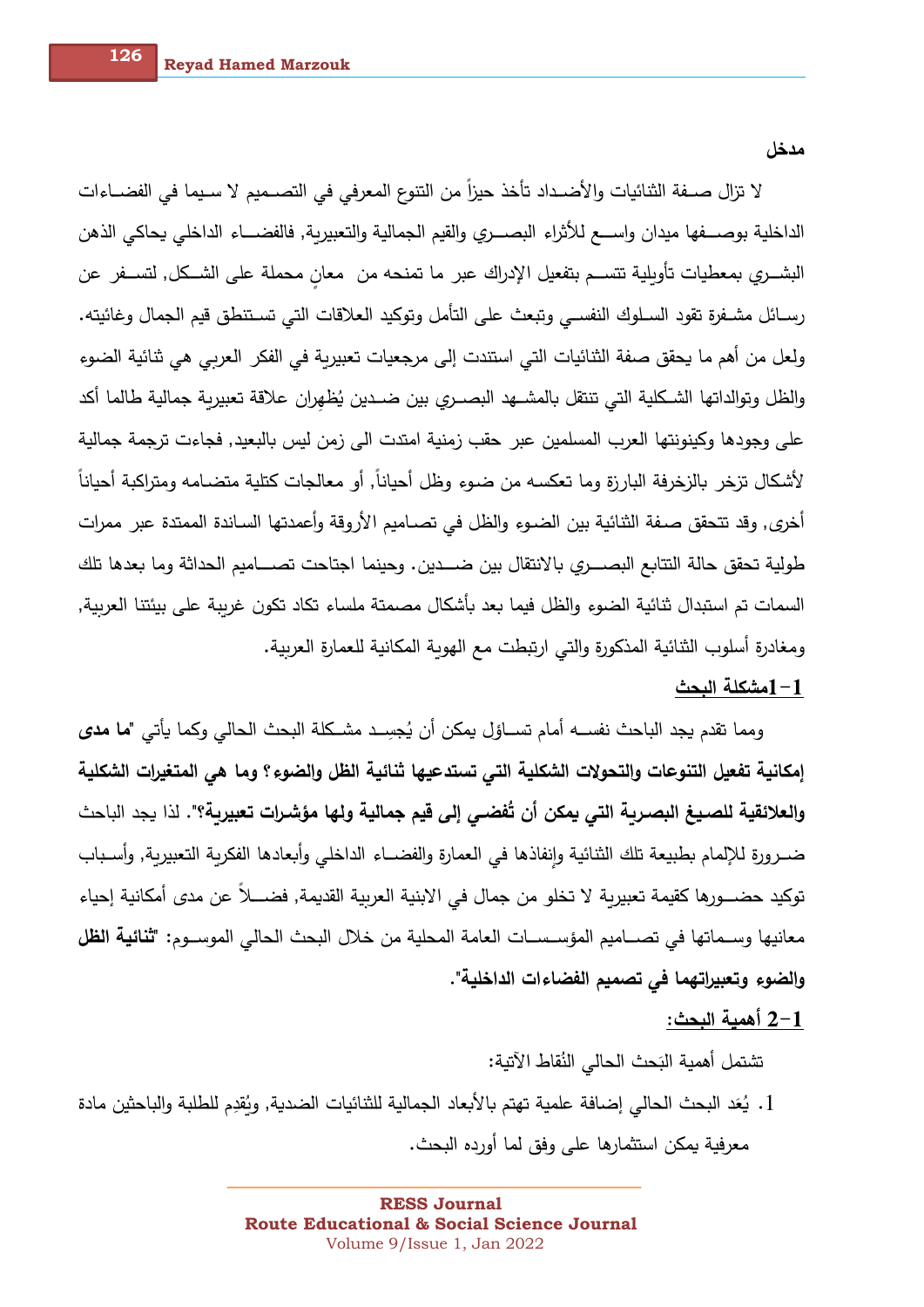## مدخل

لا تزال صفة الثنائيات والأضداد تأخذ حيزاً من التنوع المعرفي في التصميم لا سيما في الفضاءات الداخلية بوصفها ميدان واسع للأثراء البصري والقيم الجمالية والتعبيرية, فالفضاء الداخلي يحاكي الذهن البشري بمعطيات تأويلية تتسم بتفعيل الإدراك عبر ما تمنحه من معانٍ محملة على الشكل, لتسفر عن رسائل مشفرة تقود السلوك النفسي وتبعث على التأمل وتوكيد العلاقات التي تستنطق قيم الجمال وغائيته. ولعل من أهم ما يحقق صفة الثنائيات التي استندت إلى مرجعيات تعبيرية في الفكر العربي هي ثنائية الضوء والظل وتوالداتها الشكلية التي تنتقل بالمشهد البصري بين ضدين يُظهِران علاقة تعبيرية جمالية طالما أكد على وجودها وكينونتها العرب المسلمين عبر حقب زمنية امتدت الى زمن ليس بالبعيد, فجاءت ترجمة جمالية لأشكال تزخر بالزخرفة البارزة وما تعكسه من ضوء وظل أحياناً, أو معالجات كتلية متضامه ومتراكبة أحياناً أخرى, وقد تتحقق صفة الثنائية بين الضوء والظل في تصاميم الأروقة وأعمدتها الساندة الممتدة عبر ممرات طولية تحقق حالة التتابع البصري بالانتقال بين ضدين. وحينما اجتاحت تصاميم الحداثة وما بعدها تلك السمات تم استبدال ثنائية الضوء والظل فيما بعد بأشكال مصمتة ملساء تكاد تكون غريبة على بيئتنا العربية, ومغادرة أسلوب الثنائية المذكورة والتي ارتبطت مع الهوية المكانية للعمارة العربية.

## 1-1مشكلة البحث

ومما تقدم يجد الباحث نفسه أمام تساؤل يمكن أن يُجسِد مشكلة البحث الحالي وكما يأتي **"ما مدى إمكانية تفعيل التنوعات والتحولات الشكلية التي تستدعيها ثنائية الظل والضوء؟ وما هي المتغيرات الشكلية والعلائقية للصيغ البصرية التي يمكن أن تُفضي إلى قيم جمالية ولها مؤشرات تعبيرية؟"**. لذا يجد الباحث ضرورة للإلمام بطبيعة تلك الثنائية وإنفاذها في العمارة والفضاء الداخلي وأبعادها الفكرية التعبيرية, وأسباب توكيد حضورها كقيمة تعبيرية لا تخلو من جمال في الابنية العربية القديمة, فضلاً عن مدى أمكانية إحياء معانيها وسماتها في تصاميم المؤسسات العامة المحلية من خلال البحث الحالي الموسوم: **"ثنائية الظل والضوء وتعبيراتهما في تصميم الفضاءات الداخلية"**.

## 1-2 أهمية البحث:

تشتمل أهمية البَحث الحالي النُقاط الآتية:

1. يُعَد البحث الحالي إضافة علمية تهتم بالأبعاد الجمالية للثنائيات الضدية, ويُقدِم للطلبة والباحثين مادة معرفية يمكن استثمارها على وفق لما أورده البحث.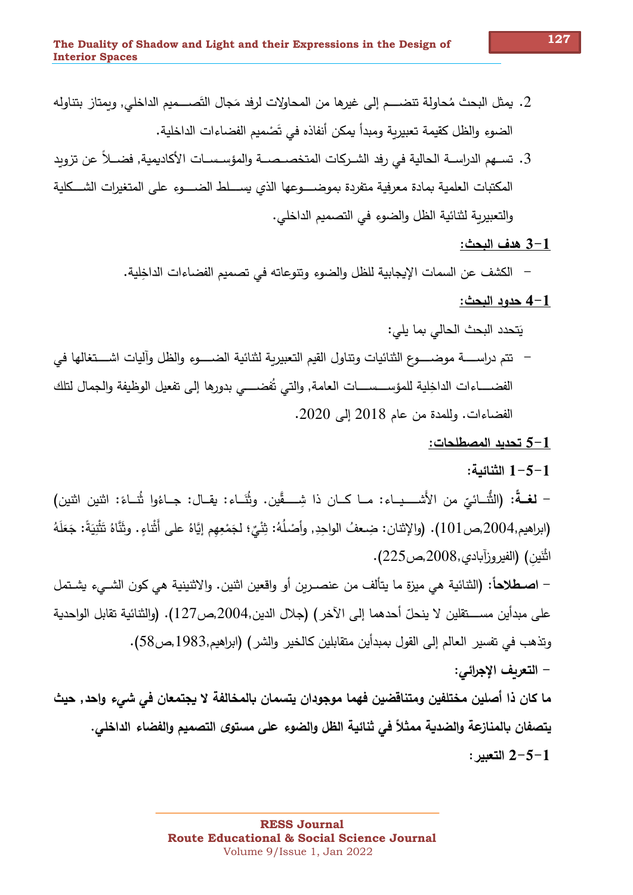2. يمثل البحث مُحاولة تنضــم إلى غيرها من المحاولات لرفد مَجال التَصــميم الداخلي, ويمتاز بتناوله الضوء والظل كقيمة تعبيرية ومبدأ يمكن أنفاذه في تَصْميم الفضاءات الداخلية.
3. تسـهم الدراسـة الحالية في رفد الشـركات المتخصـصـة والمؤسـسـات الأكاديمية, فضـلاً عن تزويد المكتبات العلمية بمادة معرفية متفردة بموضـوعها الذي يسـلط الضـوء على المتغيرات الشـكلية والتعبيرية لثنائية الظل والضوء في التصميم الداخلي.

## 1-3 هدف البحث:

- الكشف عن السمات الإيجابية للظل والضوء وتنوعاته في تصميم الفضاءات الداخِلية.

## 1-4 حدود البحث:

يَتحدد البحث الحالي بما يلي:

- تتم دراسـة موضـوع الثنائيات وتناول القيم التعبيرية لثنائية الضـوء والظل وآليات اشـتغالها في الفضـاءات الداخِلية للمؤسـسـات العامة, والتي تُفضـي بدورها إلى تفعيل الوظيفة والجمال لتلك الفضاءات. وللمدة من عام 2018 إلى 2020.

## 1-5 تحديد المصطلحات:

### 1-5-1 الثنائية:

- **لغـةً**: (الثُنـائيّ من الأَشـيـاء: مـا كـان ذا شِـقَّين. وثُنَـاء: يقـال: جـاءُوا ثُنـاءَ: اثنين اثنين) (ابراهيم,2004,ص101). (والإثنان: ضِعفُ الواحِدِ, وأَصْلُهُ: ثِنْيٌ؛ لجَمْعِهِم إيَّاهُ على أَثْناءٍ. وثَنَّاهُ تَثْنِيَةً: جَعَلَهُ اثْنَينِ) (الفيروزآبادي,2008,ص225).

- **اصـطلاحاً**: (الثنائية هي ميزة ما يتألف من عنصـرين أو واقعين اثنين. والاثنينية هي كون الشـيء يشـتمل على مبدأين مسـتقلين لا ينحلّ أحدهما إلى الآخر) (جلال الدين,2004,ص127). (والثنائية تقابل الواحدية وتذهب في تفسير العالم إلى القول بمبدأين متقابلين كالخير والشر) (ابراهيم,1983,ص58).

- **التعريف الإجرائي:**

**ما كان ذا أصلين مختلفين ومتناقضين فهما موجودان يتسمان بالمخالفة لا يجتمعان في شيء واحد, حيث يتصفان بالمنازعة والضدية ممثلاً في ثنائية الظل والضوء على مستوى التصميم والفضاء الداخلي.**

### 1-5-2 التعبير: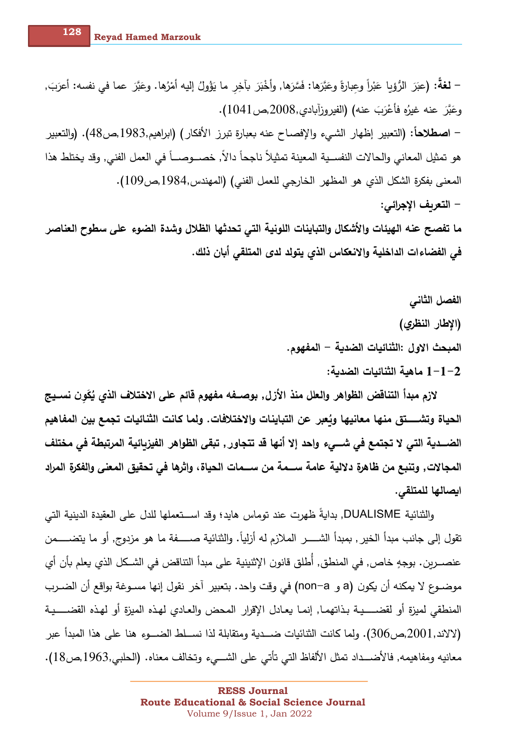– **لغةً:** (عبَرَ الرُّؤيا عَبْراً وعِبارةً وعَبَّرَها: فَسَّرَها, وأَخْبَرَ بآخِرِ ما يَؤُولُ إليه أمْرُها. وعَبَّرَ عما في نفسه: أعرَبَ, وعَبَّرَ عنه غيرُه فأعْرَبَ عنه) (الفيروزآبادي,2008,ص1041).

– **اصطلاحاً:** (التعبير إظهار الشيء والإفصاح عنه بعبارة تبرز الأفكار) (ابراهيم,1983,ص48). (والتعبير هو تمثيل المعاني والحالات النفسية المعينة تمثيلاً ناجحاً دالاً, خصوصاً في العمل الفني, وقد يختلط هذا المعنى بفكرة الشكل الذي هو المظهر الخارجي للعمل الفني) (المهندس,1984,ص109).

– **التعريف الإجرائي:**

**ما تفصح عنه الهيئات والأشكال والتباينات اللونية التي تحدثها الظلال وشدة الضوء على سطوح العناصر في الفضاءات الداخلية والانعكاس الذي يتولد لدى المتلقي أبان ذلك.**

## الفصل الثاني

## (الإطار النظري)

### المبحث الاول :الثنائيات الضدية – المفهوم.

### 2-1-1 ماهية الثنائيات الضدية:

**لازم مبدأ التناقض الظواهر والعلل منذ الأزل, بوصفه مفهوم قائم على الاختلاف الذي يُكَوِن نسيج الحياة وتشتق منها معانيها ويُعبر عن التباينات والاختلافات. ولما كانت الثنائيات تجمع بين المفاهيم الضدية التي لا تجتمع في شيء واحد إلا أنها قد تتجاور, تبقى الظواهر الفيزيائية المرتبطة في مختلف المجالات, وتنبع من ظاهرة دلالية عامة سمة من سمات الحياة، واثرها في تحقيق المعنى والفكرة المراد ايصالها للمتلقي.**

والثنائية DUALISME, بدايةً ظهرت عند توماس هايد؛ وقد استعملها للدل على العقيدة الدينية التي تقول إلى جانب مبدأ الخير, بمبدأ الشر الملازم له أزلياً. والثنائية صفة ما هو مزدوج, أو ما يتضمن عنصرين. بوجهٍ خاص, في المنطق, أُطلق قانون الإثنينية على مبدأ التناقض في الشكل الذي يعلم بأن أي موضوع لا يمكنه أن يكون (a و non–a) في وقت واحد. بتعبير آخر نقول إنها مسوغة بواقع أن الضرب المنطقي لميزة أو لقضية بذاتهما, إنما يعادل الإقرار المحض والعادي لهذه الميزة أو لهذه القضية (لالاند,2001,ص306). ولما كانت الثنائيات ضدية ومتقابلة لذا نسلط الضوء هنا على هذا المبدأ عبر معانيه ومفاهيمه, فالأضداد تمثل الألفاظ التي تأتي على الشيء وتخالف معناه. (الحلبي,1963,ص18).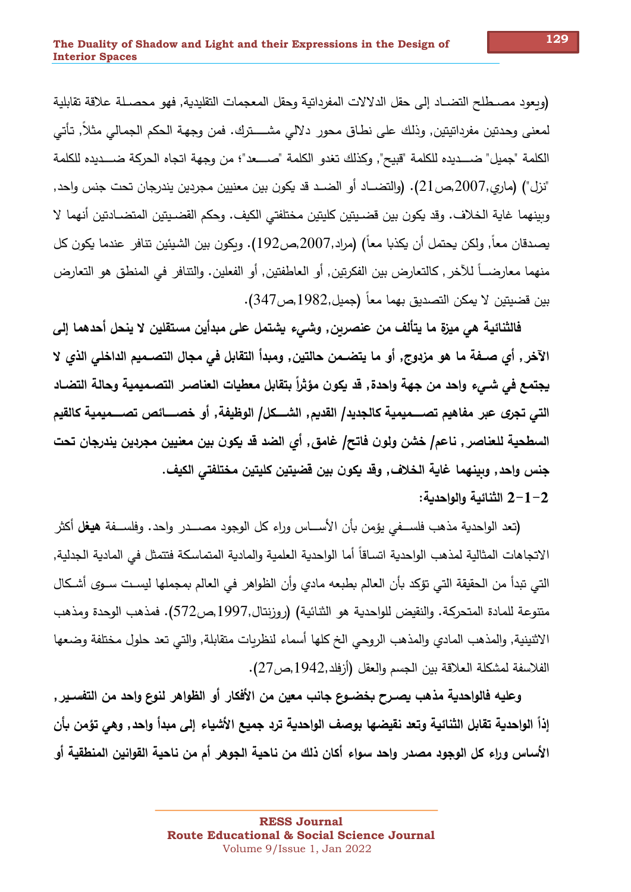(ويعود مصطلح التضاد إلى حقل الدلالات المفرداتية وحقل المعجمات التقليدية, فهو محصلة علاقة تقابلية لمعنى وحدتين مفرداتيتين, وذلك على نطاق محور دلالي مشترك. فمن وجهة الحكم الجمالي مثلاً, تأتي الكلمة "جميل" ضديده للكلمة "قبيح", وكذلك تغدو الكلمة "صعد"؛ من وجهة اتجاه الحركة ضديده للكلمة "نزل") (ماري,2007,ص21). (والتضاد أو الضد قد يكون بين معنيين مجردين يندرجان تحت جنس واحد, وبينهما غاية الخلاف. وقد يكون بين قضيتين كليتين مختلفتي الكيف. وحكم القضيتين المتضادتين أنهما لا يصدقان معاً, ولكن يحتمل أن يكذبا معاً) (مراد,2007,ص192). ويكون بين الشيئين تنافر عندما يكون كل منهما معارضاً للآخر, كالتعارض بين الفكرتين, أو العاطفتين, أو الفعلين. والتنافر في المنطق هو التعارض بين قضيتين لا يمكن التصديق بهما معاً (جميل,1982,ص347).

**فالثنائية هي ميزة ما يتألف من عنصرين, وشيء يشتمل على مبدأين مستقلين لا ينحل أحدهما إلى الآخر, أي صفة ما هو مزدوج, أو ما يتضمن حالتين, ومبدأ التقابل في مجال التصميم الداخلي الذي لا يجتمع في شيء واحد من جهة واحدة, قد يكون مؤثراً بتقابل معطيات العناصر التصميمية وحالة التضاد التي تجرى عبر مفاهيم تصميمية كالجديد/ القديم, الشكل/ الوظيفة, أو خصائص تصميمية كالقيم السطحية للعناصر, ناعم/ خشن ولون فاتح/ غامق, أي الضد قد يكون بين معنيين مجردين يندرجان تحت جنس واحد, وبينهما غاية الخلاف, وقد يكون بين قضيتين كليتين مختلفتي الكيف.**

### 2-1-2 الثنائية والواحدية:

(تعد الواحدية مذهب فلسفي يؤمن بأن الأساس وراء كل الوجود مصدر واحد. وفلسفة **هيغل** أكثر الاتجاهات المثالية لمذهب الواحدية اتساقاً أما الواحدية العلمية والمادية المتماسكة فتتمثل في المادية الجدلية, التي تبدأ من الحقيقة التي تؤكد بأن العالم بطبعه مادي وأن الظواهر في العالم بمجملها ليست سوى أشكال متنوعة للمادة المتحركة. والنقيض للواحدية هو الثنائية) (روزنتال,1997,ص572). فمذهب الوحدة ومذهب الاثنينية, والمذهب المادي والمذهب الروحي الخ كلها أسماء لنظريات متقابلة, والتي تعد حلول مختلفة وضعها الفلاسفة لمشكلة العلاقة بين الجسم والعقل (أزفلد,1942,ص27).

**وعليه فالواحدية مذهب يصرح بخضوع جانب معين من الأفكار أو الظواهر لنوع واحد من التفسير, إذاً الواحدية تقابل الثنائية وتعد نقيضها بوصف الواحدية ترد جميع الأشياء إلى مبدأ واحد, وهي تؤمن بأن الأساس وراء كل الوجود مصدر واحد سواء أكان ذلك من ناحية الجوهر أم من ناحية القوانين المنطقية أو**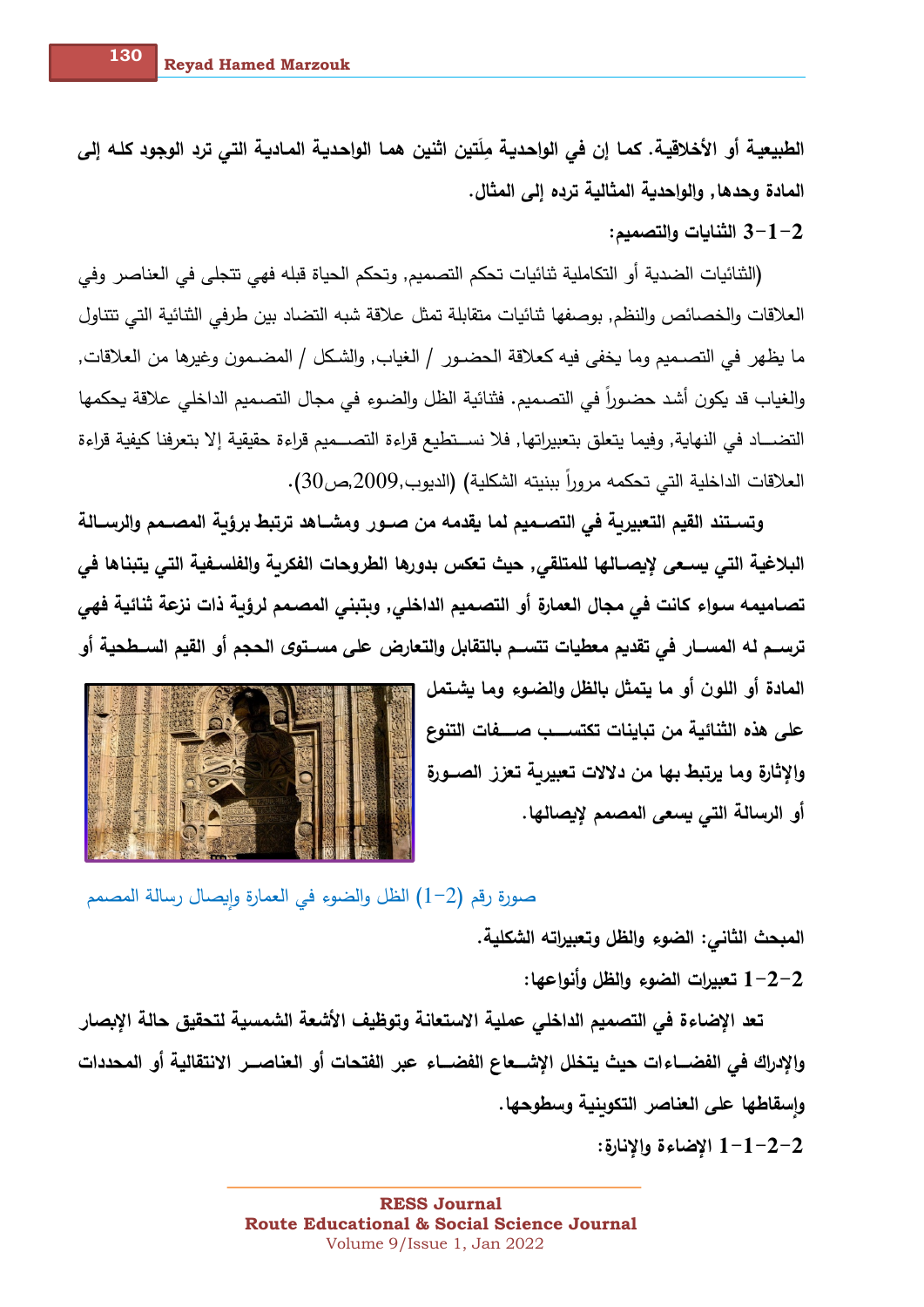**الطبيعية أو الأخلاقية. كما إن في الواحدية مِلَتين اثنين هما الواحدية المادية التي ترد الوجود كله إلى المادة وحدها, والواحدية المثالية ترده إلى المثال.**

### 2-1-3 الثنايات والتصميم:

(الثنائيات الضدية أو التكاملية ثنائيات تحكم التصميم, وتحكم الحياة قبله فهي تتجلى في العناصر وفي العلاقات والخصائص والنظم, بوصفها ثنائيات متقابلة تمثل علاقة شبه التضاد بين طرفي الثنائية التي تتناول ما يظهر في التصميم وما يخفى فيه كعلاقة الحضور / الغياب, والشكل / المضمون وغيرها من العلاقات, والغياب قد يكون أشد حضوراً في التصميم. فثنائية الظل والضوء في مجال التصميم الداخلي علاقة يحكمها التضاد في النهاية, وفيما يتعلق بتعبيراتها, فلا نستطيع قراءة التصميم قراءة حقيقية إلا بتعرفنا كيفية قراءة العلاقات الداخلية التي تحكمه مروراً ببنيته الشكلية) (الديوب,2009,ص30).

**وتستند القيم التعبيرية في التصميم لما يقدمه من صور ومشاهد ترتبط برؤية المصمم والرسالة البلاغية التي يسعى لإيصالها للمتلقي, حيث تعكس بدورها الطروحات الفكرية والفلسفية التي يتبناها في تصاميمه سواء كانت في مجال العمارة أو التصميم الداخلي, وبتبني المصمم لرؤية ذات نزعة ثنائية فهي ترسم له المسار في تقديم معطيات تتسم بالتقابل والتعارض على مستوى الحجم أو القيم السطحية أو المادة أو اللون أو ما يتمثل بالظل والضوء وما يشتمل على هذه الثنائية من تباينات تكتسب صفات التنوع والإثارة وما يرتبط بها من دلالات تعبيرية تعزز الصورة أو الرسالة التي يسعى المصمم لإيصالها.**

صورة رقم (2-1) الظل والضوء في العمارة وإيصال رسالة المصمم

## المبحث الثاني: الضوء والظل وتعبيراته الشكلية.

### 2-2-1 تعبيرات الضوء والظل وأنواعها:

**تعد الإضاءة في التصميم الداخلي عملية الاستعانة وتوظيف الأشعة الشمسية لتحقيق حالة الإبصار والإدراك في الفضاءات حيث يتخلل الإشعاع الفضاء عبر الفتحات أو العناصر الانتقالية أو المحددات وإسقاطها على العناصر التكوينية وسطوحها.**

### 2-2-1-1 الإضاءة والإنارة: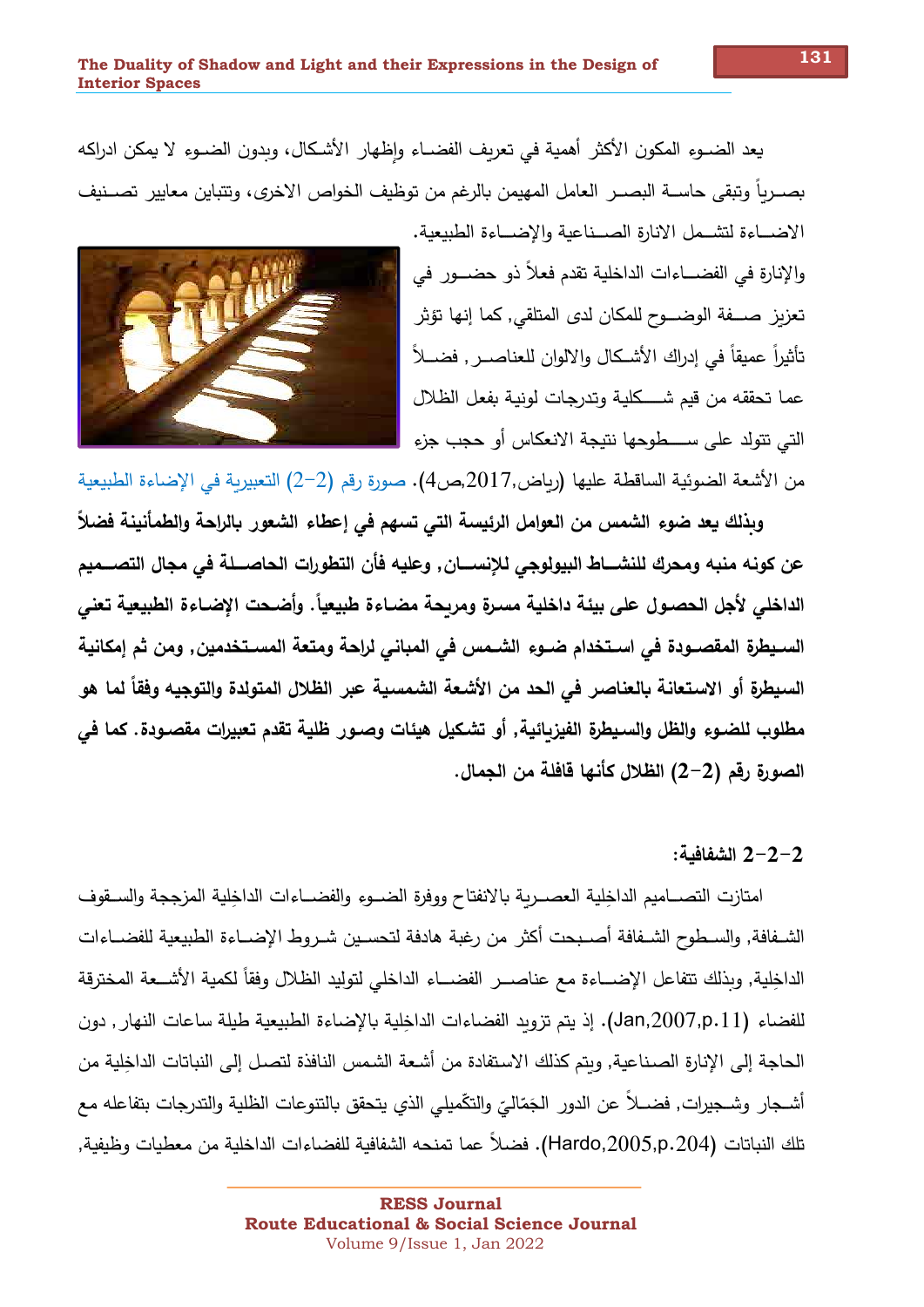يعد الضوء المكون الأكثر أهمية في تعريف الفضاء وإظهار الأشكال، وبدون الضوء لا يمكن ادراكه بصرياً وتبقى حاسة البصر العامل المهيمن بالرغم من توظيف الخواص الاخرى، وتتباين معايير تصنيف الاضاءة لتشمل الانارة الصناعية والإضاءة الطبيعية.

والإنارة في الفضاءات الداخلية تقدم فعلاً ذو حضور في تعزيز صفة الوضوح للمكان لدى المتلقي, كما إنها تؤثر تأثيراً عميقاً في إدراك الأشكال والالوان للعناصر , فضلاً عما تحققه من قيم شكلية وتدرجات لونية بفعل الظلال التي تتولد على سطوحها نتيجة الانعكاس أو حجب جزء من الأشعة الضوئية الساقطة عليها (رياض,2017,ص4). صورة رقم (2-2) التعبيرية في الإضاءة الطبيعية

**وبذلك يعد ضوء الشمس من العوامل الرئيسة التي تسهم في إعطاء الشعور بالراحة والطمأنينة فضلاً عن كونه منبه ومحرك للنشاط البيولوجي للإنسان, وعليه فأن التطورات الحاصلة في مجال التصميم الداخلي لأجل الحصول على بيئة داخلية مسرة ومريحة مضاءة طبيعياً. وأضحت الإضاءة الطبيعية تعني السيطرة المقصودة في استخدام ضوء الشمس في المباني لراحة ومتعة المستخدمين, ومن ثم إمكانية السيطرة أو الاستعانة بالعناصر في الحد من الأشعة الشمسية عبر الظلال المتولدة والتوجيه وفقاً لما هو مطلوب للضوء والظل والسيطرة الفيزيائية, أو تشكيل هيئات وصور ظلية تقدم تعبيرات مقصودة. كما في الصورة رقم (2-2) الظلال كأنها قافلة من الجمال.**

### 2-2-2 الشفافية:

امتازت التصاميم الداخِلية العصرية بالانفتاح ووفرة الضوء والفضاءات الداخِلية المزججة والسقوف الشفافة, والسطوح الشفافة أصبحت أكثر من رغبة هادفة لتحسين شروط الإضاءة الطبيعية للفضاءات الداخِلية, وبذلك تتفاعل الإضاءة مع عناصر الفضاء الداخلي لتوليد الظلال وفقاً لكمية الأشعة المخترقة للفضاء (Jan,2007,p.11). إذ يتم تزويد الفضاءات الداخِلية بالإضاءة الطبيعية طيلة ساعات النهار, دون الحاجة إلى الإنارة الصناعية, ويتم كذلك الاستفادة من أشعة الشمس النافذة لتصل إلى النباتات الداخِلية من أشجار وشجيرات, فضلاً عن الدور الجَمّاليّ والتكّميلي الذي يتحقق بالتنوعات الظلية والتدرجات بتفاعله مع تلك النباتات (Hardo,2005,p.204). فضلاً عما تمنحه الشفافية للفضاءات الداخلية من معطيات وظيفية,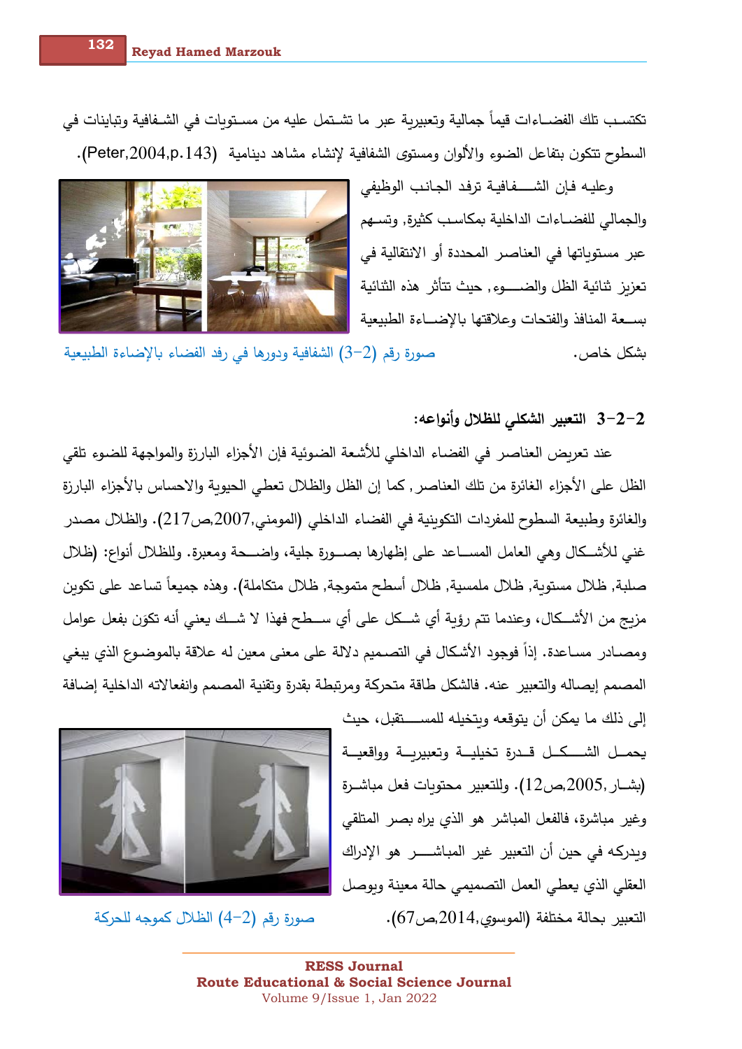تكتسب تلك الفضاءات قيماً جمالية وتعبيرية عبر ما تشتمل عليه من مستويات في الشفافية وتباينات في السطوح تتكون بتفاعل الضوء والألوان ومستوى الشفافية لإنشاء مشاهد دينامية (Peter,2004,p.143).

وعليه فإن الشفافية ترفد الجانب الوظيفي والجمالي للفضاءات الداخلية بمكاسب كثيرة, وتسهم عبر مستوياتها في العناصر المحددة أو الانتقالية في تعزيز ثنائية الظل والضوء, حيث تتأثر هذه الثنائية بسعة المنافذ والفتحات وعلاقتها بالإضاءة الطبيعية بشكل خاص.

صورة رقم (2-3) الشفافية ودورها في رفد الفضاء بالإضاءة الطبيعية

## 2-2-3 التعبير الشكلي للظلال وأنواعه:

عند تعريض العناصر في الفضاء الداخلي للأشعة الضوئية فإن الأجزاء البارزة والمواجهة للضوء تلقي الظل على الأجزاء الغائرة من تلك العناصر, كما إن الظل والظلال تعطي الحيوية والاحساس بالأجزاء البارزة والغائرة وطبيعة السطوح للمفردات التكوينية في الفضاء الداخلي (المومني,2007,ص217). والظلال مصدر غني للأشكال وهي العامل المساعد على إظهارها بصورة جلية، واضحة ومعبرة. وللظلال أنواع: (ظلال صلبة, ظلال مستوية, ظلال ملمسية, ظلال أسطح متموجة, ظلال متكاملة). وهذه جميعاً تساعد على تكوين مزيج من الأشكال، وعندما تتم رؤية أي شكل على أي سطح فهذا لا شك يعني أنه تكوَن بفعل عوامل ومصادر مساعدة. إذاً فوجود الأشكال في التصميم دلالة على معنى معين له علاقة بالموضوع الذي يبغي المصمم إيصاله والتعبير عنه. فالشكل طاقة متحركة ومرتبطة بقدرة وتقنية المصمم وانفعالاته الداخلية إضافة إلى ذلك ما يمكن أن يتوقعه ويتخيله للمستقبل، حيث يحمل الشكل قدرة تخيلية وتعبيرية وواقعية (بشار,2005,ص12). وللتعبير محتويات فعل مباشرة وغير مباشرة، فالفعل المباشر هو الذي يراه بصر المتلقي ويدركه في حين أن التعبير غير المباشر هو الإدراك العقلي الذي يعطي العمل التصميمي حالة معينة ويوصل التعبير بحالة مختلفة (الموسوي,2014,ص67).

صورة رقم (2-4) الظلال كموجه للحركة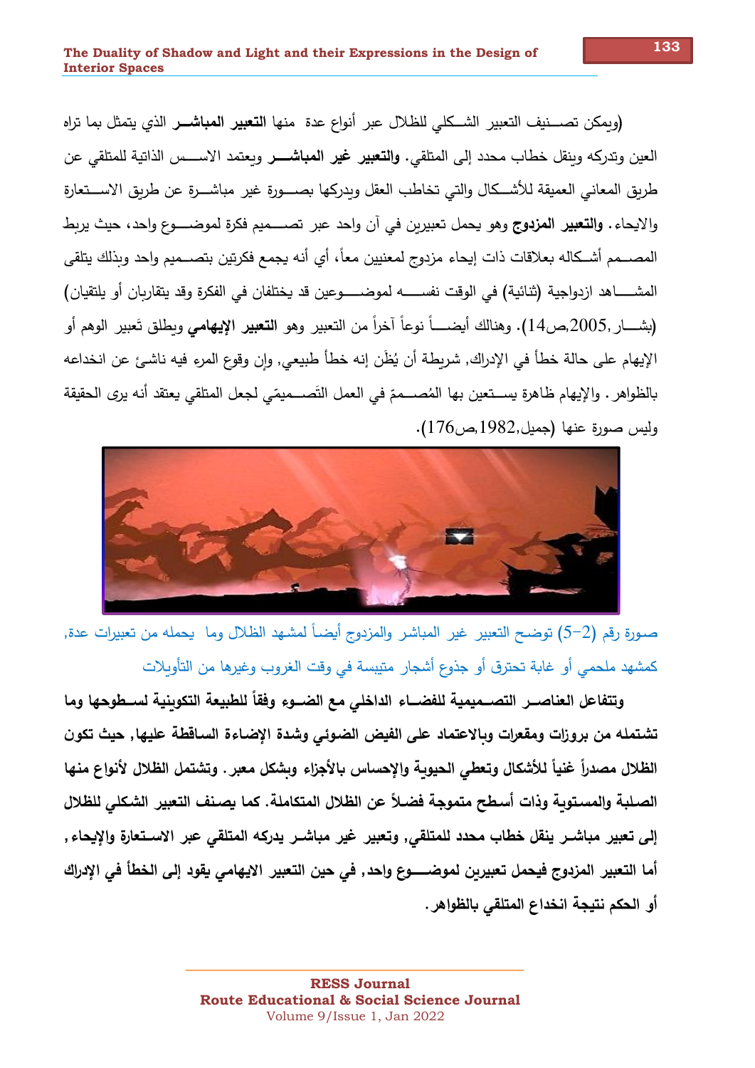(ويمكن تصـــنيف التعبير الشـــكلي للظلال عبر أنواع عدة منها **التعبير المباشـــر** الذي يتمثل بما تراه العين وتدركه وينقل خطاب محدد إلى المتلقي. **والتعبير غير المباشـــر** ويعتمد الاســـس الذاتية للمتلقي عن طريق المعاني العميقة للأشـــكال والتي تخاطب العقل ويدركها بصـــورة غير مباشـــرة عن طريق الاســـتعارة والايحاء. **والتعبير المزدوج** وهو يحمل تعبيرين في آن واحد عبر تصـــميم فكرة لموضـــوع واحد، حيث يربط المصـــمم أشـــكاله بعلاقات ذات إيحاء مزدوج لمعنيين معاً، أي أنه يجمع فكرتين بتصـــميم واحد وبذلك يتلقى المشـــاهد ازدواجية (ثنائية) في الوقت نفســـه لموضـــوعين قد يختلفان في الفكرة وقد يتقاربان أو يلتقيان) (بشـــار,2005,ص14). وهنالك أيضـــاً نوعاً آخراً من التعبير وهو **التعبير الإيهامي** ويطلق تَعبير الوهم أو الإيهام على حالة خطأ في الإدراك, شريطة أن يُظَن إنه خطأ طبيعي, وإن وقوع المرء فيه ناشئ عن انخداعه بالظواهر. والإيهام ظاهرة يســتعين بها المُصـــممّ في العمل التَصـــميمّي لجعل المتلقي يعتقد أنه يرى الحقيقة وليس صورة عنها (جميل,1982,ص176).

صورة رقم (2-5) توضح التعبير غير المباشر والمزدوج أيضاً لمشهد الظلال وما يحمله من تعبيرات عدة, كمشهد ملحمي أو غابة تحترق أو جذوع أشجار متيبسة في وقت الغروب وغيرها من التأويلات

**وتتفاعل العناصـــر التصـــميمية للفضـــاء الداخلي مع الضـــوء وفقاً للطبيعة التكوينية لســـطوحها وما تشتمله من بروزات ومقعرات وبالاعتماد على الفيض الضوئي وشدة الإضاءة الساقطة عليها, حيث تكون الظلال مصدراً غنياً للأشكال وتعطي الحيوية والإحساس بالأجزاء وبشكل معبر. وتشتمل الظلال لأنواع منها الصلبة والمستوية وذات أسطح متموجة فضلاً عن الظلال المتكاملة. كما يصنف التعبير الشكلي للظلال إلى تعبير مباشـــر ينقل خطاب محدد للمتلقي, وتعبير غير مباشـــر يدركه المتلقي عبر الاســـتعارة والإيحاء, أما التعبير المزدوج فيحمل تعبيرين لموضـــوع واحد, في حين التعبير الايهامي يقود إلى الخطأ في الإدراك أو الحكم نتيجة انخداع المتلقي بالظواهر.**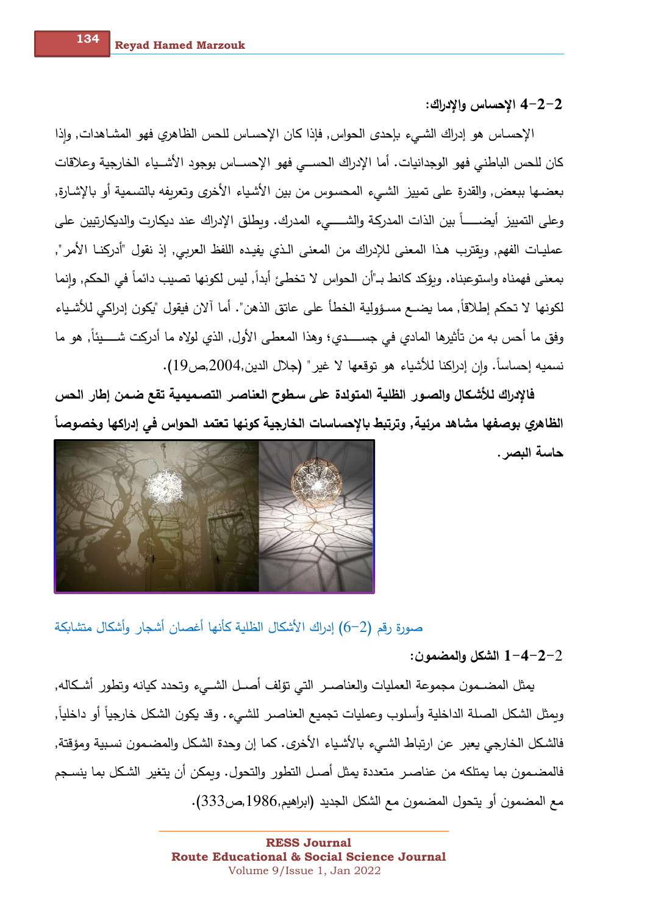### 4-2-2 الإحساس والإدراك:

الإحساس هو إدراك الشيء بإحدى الحواس, فإذا كان الإحساس للحس الظاهري فهو المشاهدات, وإذا كان للحس الباطني فهو الوجدانيات. أما الإدراك الحسي فهو الإحساس بوجود الأشياء الخارجية وعلاقات بعضها ببعض, والقدرة على تمييز الشيء المحسوس من بين الأشياء الأخرى وتعريفه بالتسمية أو بالإشارة, وعلى التمييز أيضاً بين الذات المدركة والشيء المدرك. ويطلق الإدراك عند ديكارت والديكارتيين على عمليات الفهم, ويقترب هذا المعنى للإدراك من المعنى الذي يفيده اللفظ العربي, إذ نقول "أدركنا الأمر", بمعنى فهمناه واستوعبناه. ويؤكد كانط بـ"أن الحواس لا تخطئ أبداً, ليس لكونها تصيب دائماً في الحكم, وإنما لكونها لا تحكم إطلاقاً, مما يضع مسؤولية الخطأ على عاتق الذهن". أما آلان فيقول "يكون إدراكي للأشياء وفق ما أحس به من تأثيرها المادي في جسدي؛ وهذا المعطى الأول, الذي لولاه ما أدركت شيئاً, هو ما نسميه إحساساً. وإن إدراكنا للأشياء هو توقعها لا غير" (جلال الدين,2004,ص19).

**فالإدراك للأشكال والصور الظلية المتولدة على سطوح العناصر التصميمية تقع ضمن إطار الحس الظاهري بوصفها مشاهد مرئية, وترتبط بالإحساسات الخارجية كونها تعتمد الحواس في إدراكها وخصوصاً حاسة البصر.**

صورة رقم (2-6) إدراك الأشكال الظلية كأنها أغصان أشجار وأشكال متشابكة

### 2-2-4-1 الشكل والمضمون:

يمثل المضمون مجموعة العمليات والعناصر التي تؤلف أصل الشيء وتحدد كيانه وتطور أشكاله, ويمثل الشكل الصلة الداخلية وأسلوب وعمليات تجميع العناصر للشيء. وقد يكون الشكل خارجياً أو داخلياً, فالشكل الخارجي يعبر عن ارتباط الشيء بالأشياء الأخرى. كما إن وحدة الشكل والمضمون نسبية ومؤقتة, فالمضمون بما يمتلكه من عناصر متعددة يمثل أصل التطور والتحول. ويمكن أن يتغير الشكل بما ينسجم مع المضمون أو يتحول المضمون مع الشكل الجديد (ابراهيم,1986,ص333).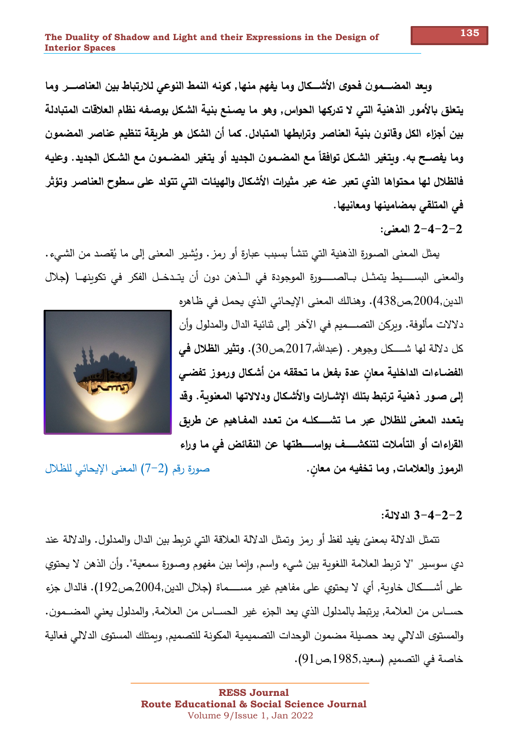**ويعد المضـمون فحوى الأشـكال وما يفهم منها, كونه النمط النوعي للارتباط بين العناصـر وما يتعلق بالأمور الذهنية التي لا تدركها الحواس, وهو ما يصنع بنية الشكل بوصفه نظام العلاقات المتبادلة بين أجزاء الكل وقانون بنية العناصر وترابطها المتبادل. كما أن الشكل هو طريقة تنظيم عناصر المضمون وما يفصح به. ويتغير الشكل توافقاً مع المضمون الجديد أو يتغير المضمون مع الشكل الجديد. وعليه فالظلال لها محتواها الذي تعبر عنه عبر مثيرات الأشكال والهيئات التي تتولد على سطوح العناصر وتؤثر في المتلقي بمضامينها ومعانيها.**

### 2-2-4-2 المعنى:

يمثل المعنى الصورة الذهنية التي تنشأ بسبب عبارة أو رمز. ويُشير المعنى إلى ما يُقصد من الشيء. والمعنى البسـيط يتمثل بالصـورة الموجودة في الـذهن دون أن يتـدخل الفكر في تكوينهـا (جلال الدين,2004,ص438). وهنالك المعنى الإيحائي الذي يحمل في ظاهره دلالات مألوفة. ويركن التصـميم في الآخر إلى ثنائية الدال والمدلول وأن كل دلالة لها شـكل وجوهر. (عبدالله,2017,ص30). **وتثير الظلال في الفضاءات الداخلية معانٍ عدة بفعل ما تحققه من أشكال ورموز تفضي إلى صور ذهنية ترتبط بتلك الإشارات والأشكال ودلالاتها المعنوية. وقد يتعدد المعنى للظلال عبر مـا تشـكله من تعدد المفاهيم عن طريق القراءات أو التأملات لتنكشـف بواسـطتها عن النقائض في ما وراء الرموز والعلامات, وما تخفيه من معانٍ.**

صورة رقم (2-7) المعنى الإيحائي للظلال

### 2-2-4-3 الدلالة:

تتمثل الدلالة بمعنىً يفيد لفظ أو رمز وتمثل الدلالة العلاقة التي تربط بين الدال والمدلول. والدلالة عند دي سوسير "لا تربط العلامة اللغوية بين شيء واسم, وإنما بين مفهوم وصورة سمعية". وأن الذهن لا يحتوي على أشـكال خاوية, أي لا يحتوي على مفاهيم غير مسـماة (جلال الدين,2004,ص192). فالدال جزء حساس من العلامة, يرتبط بالمدلول الذي يعد الجزء غير الحساس من العلامة, والمدلول يعني المضـمون. والمستوى الدلالي يعد حصيلة مضمون الوحدات التصميمية المكونة للتصميم, ويمتلك المستوى الدلالي فعالية خاصة في التصميم (سعيد,1985,ص91).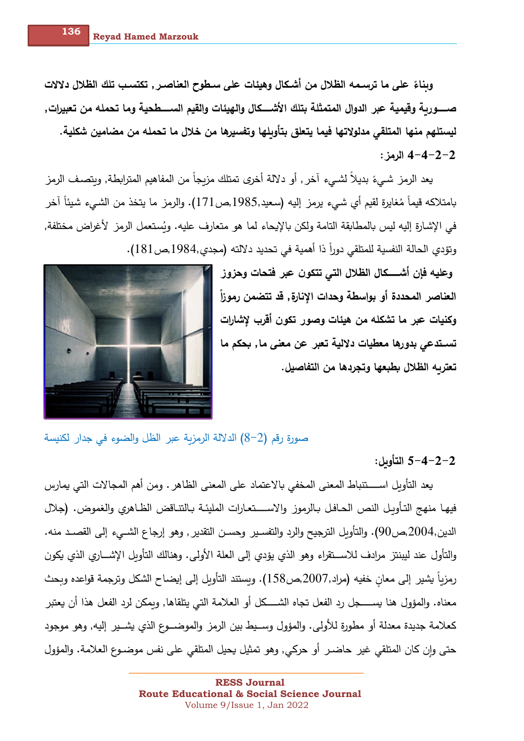**وبناءً على ما ترسمه الظلال من أشكال وهيئات على سطوح العناصر, تكتسب تلك الظلال دلالات صـــورية وقيمية عبر الدوال المتمثلة بتلك الأشـــكال والهيئات والقيم الســـطحية وما تحمله من تعبيرات, ليستلهم منها المتلقي مدلولاتها فيما يتعلق بتأويلها وتفسيرها من خلال ما تحمله من مضامين شكلية.**

### 2-2-4-4 الرمز:

يعد الرمز شـيءً بديلاً لشـيء آخر, أو دلالة أخرى تمتلك مزيجاً من المفاهيم المترابطة, ويتصـف الرمز بامتلاكه قيماً مُغايرة لقيم أي شـيء يرمز إليه (سعيد,1985,ص171). والرمز ما يتخذ من الشيء شيئاً آخر في الإشارة إليه ليس بالمطابقة التامة ولكن بالإيحاء لما هو متعارف عليه. ويُستعمل الرمز لأغراض مختلفة, وتؤدي الحالة النفسية للمتلقي دوراً ذا أهمية في تحديد دلالته (مجدي,1984,ص181).

**وعليه فإن أشـــكال الظلال التي تتكون عبر فتحات وحزوز العناصر المحددة أو بواسطة وحدات الإنارة, قد تتضمن رموزاً وكنيات عبر ما تشكله من هيئات وصور تكون أقرب لإشارات تسـتدعي بدورها معطيات دلالية تعبر عن معنى ما, بحكم ما تعتريه الظلال بطبعها وتجردها من التفاصيل.**

صورة رقم (2-8) الدلالة الرمزية عبر الظل والضوء في جدار لكنيسة

### 2-2-4-5 التأويل:

يعد التأويل اســـتنباط المعنى المخفي بالاعتماد على المعنى الظاهر. ومن أهم المجالات التي يمارس فيها منهج التـأويـل النص الحـافـل بـالرموز والاســـتعـارات المليئـة بـالتنـاقض الظـاهري والغموض. (جلال الدين,2004,ص90). والتأويل الترجيح والرد والتفسـير وحسـن التقدير, وهو إرجاع الشـيء إلى القصـد منه. والتأول عند ليبنتز مرادف للاســـتقراء وهو الذي يؤدي إلى العلة الأولى. وهنالك التأويل الإشـــاري الذي يكون رمزياً يشير إلى معانٍ خفيه (مراد,2007,ص158). ويستند التأويل إلى إيضـاح الشكل وترجمة قواعده وبحث معناه. والمؤول هنا يســـجل رد الفعل تجاه الشـــكل أو العلامة التي يتلقاها, ويمكن لرد الفعل هذا أن يعتبر كعلامة جديدة معدلة أو مطورة للأولى. والمؤول وسـيط بين الرمز والموضـــوع الذي يشـيـر إليه, وهو موجود حتى وإن كان المتلقي غير حاضـر أو حركي, وهو تمثيل يحيل المتلقي على نفس موضوع العلامة. والمؤول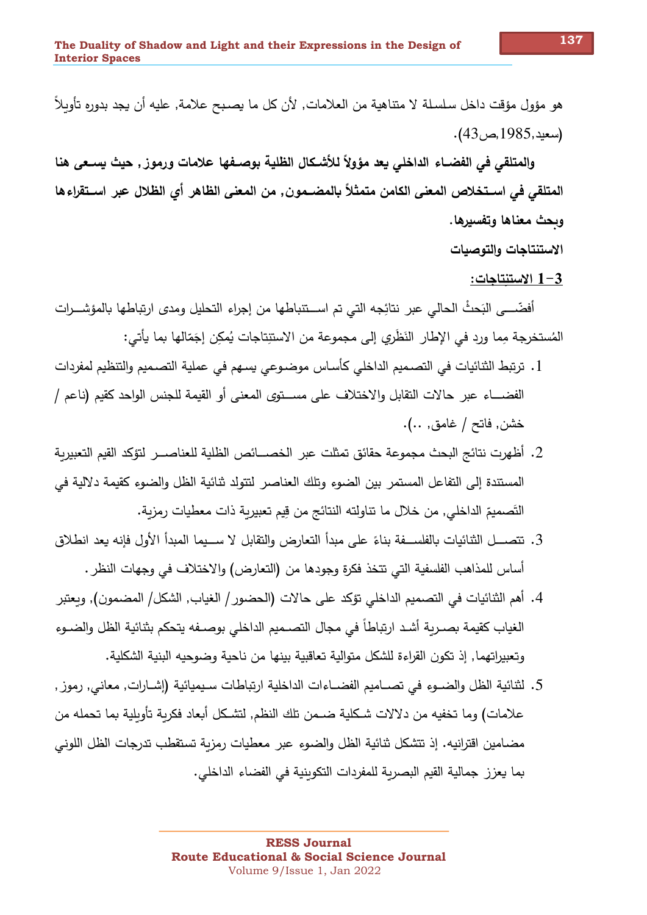هو مؤول مؤقت داخل سلسلة لا متناهية من العلامات, لأن كل ما يصبح علامة, عليه أن يجد بدوره تأويلاً (سعيد,1985,ص43).

**والمتلقي في الفضاء الداخلي يعد مؤولاً للأشكال الظلية بوصفها علامات ورموز, حيث يسعى هنا المتلقي في استخلاص المعنى الكامن متمثلاً بالمضمون, من المعنى الظاهر أي الظلال عبر استقراءها وبحث معناها وتفسيرها.**

**الاستنتاجات والتوصيات**

**3-1 الاستنتاجات:**

أفضَــى البَحثُ الحالي عبر نتائِجه التي تم اســتنباطها من إجراء التحليل ومدى ارتباطها بالمؤشــرات المُستخرجة مِما ورد في الإطار النَظَري إلى مجموعة من الاستنِتاجات يُمكِن إجَمّالها بما يأتي:

1. ترتبط الثنائيات في التصميم الداخلي كأساس موضوعي يسهم في عملية التصميم والتنظيم لمفردات الفضــاء عبر حالات التقابل والاختلاف على مســتوى المعنى أو القيمة للجنس الواحد كقيم (ناعم / خشن, فاتح / غامق, ..).
2. أظهرت نتائج البحث مجموعة حقائق تمثلت عبر الخصــائص الظلية للعناصــر لتؤكد القيم التعبيرية المستندة إلى التفاعل المستمر بين الضوء وتلك العناصر لتتولد ثنائية الظل والضوء كقيمة دلالية في التَصميمّ الداخلي, من خلال ما تناولته النتائج من قِيم تعبيرية ذات معطيات رمزية.
3. تتصــل الثنائيات بالفلســفة بناءً على مبدأ التعارض والتقابل لا ســيما المبدأ الأول فإنه يعد انطلاق أساس للمذاهب الفلسفية التي تتخذ فكرة وجودها من (التعارض) والاختلاف في وجهات النظر.
4. أهم الثنائيات في التصميم الداخلي تؤكد على حالات (الحضور/ الغياب, الشكل/ المضمون), ويعتبر الغياب كقيمة بصـرية أشـد ارتباطاً في مجال التصـميم الداخلي بوصـفه يتحكم بثنائية الظل والضـوء وتعبيراتهما, إذ تكون القراءة للشكل متوالية تعاقبية بينها من ناحية وضوحيه البنية الشكلية.
5. لثنائية الظل والضــوء في تصــاميم الفضــاءات الداخلية ارتباطات سـيميائية (إشــارات, معاني, رموز, علامات) وما تخفيه من دلالات شـكلية ضـمن تلك النظم, لتشـكل أبعاد فكرية تأويلية بما تحمله من مضامين اقترانيه. إذ تتشكل ثنائية الظل والضوء عبر معطيات رمزية تستقطب تدرجات الظل اللوني بما يعزز جمالية القيم البصرية للمفردات التكوينية في الفضاء الداخلي.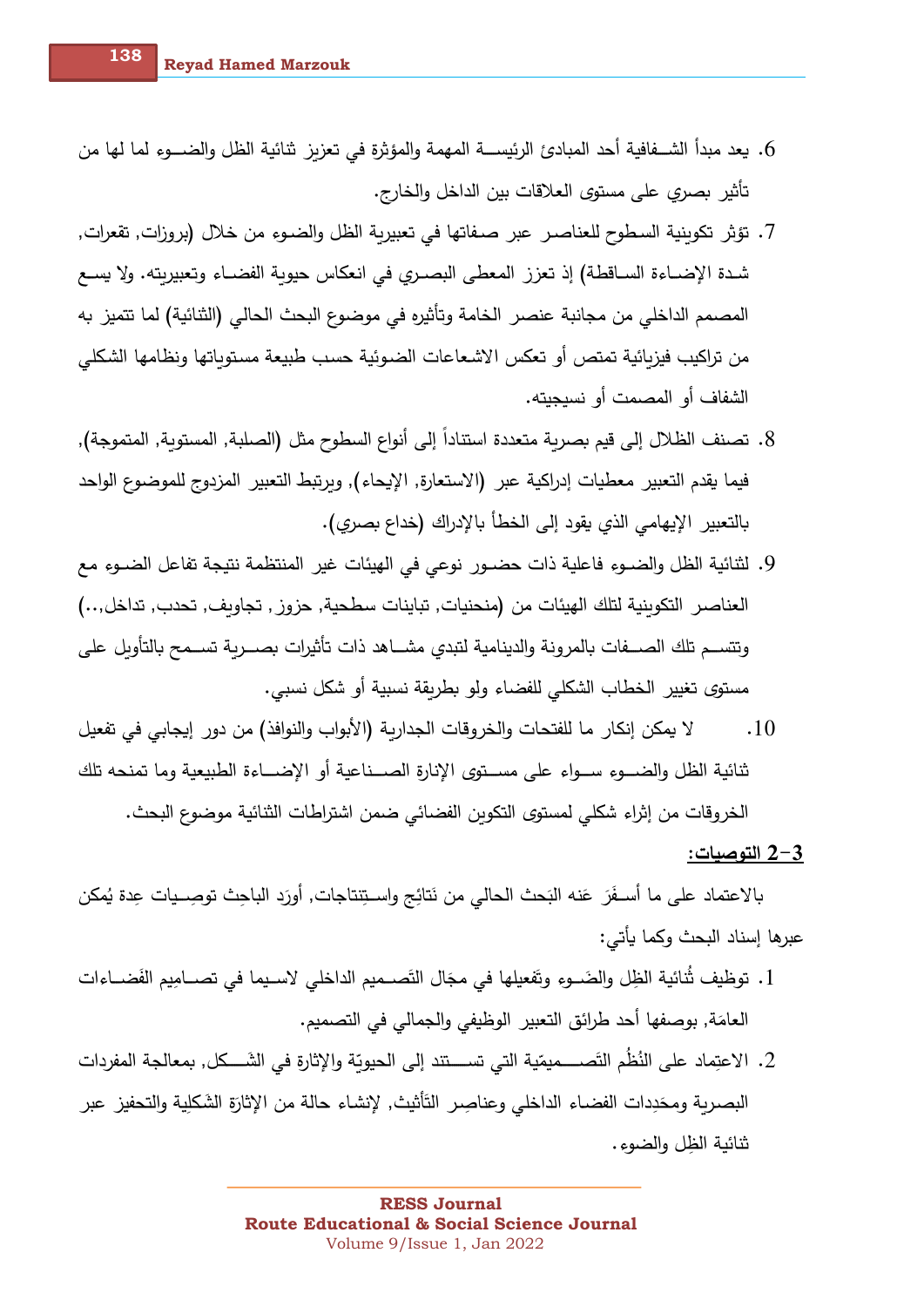6. يعد مبدأ الشـفافية أحد المبادئ الرئيسـة المهمة والمؤثرة في تعزيز ثنائية الظل والضـوء لما لها من تأثير بصري على مستوى العلاقات بين الداخل والخارج.

7. تؤثر تكوينية السطوح للعناصـر عبر صـفاتها في تعبيرية الظل والضوء من خلال (بروزات, تقعرات, شـدة الإضـاءة السـاقطة) إذ تعزز المعطى البصـري في انعكاس حيوية الفضـاء وتعبيريته. ولا يسـع المصمم الداخلي من مجانبة عنصر الخامة وتأثيره في موضوع البحث الحالي (الثنائية) لما تتميز به من تراكيب فيزيائية تمتص أو تعكس الاشعاعات الضوئية حسب طبيعة مستوياتها ونظامها الشكلي الشفاف أو المصمت أو نسيجيته.

8. تصنف الظلال إلى قيم بصرية متعددة استناداً إلى أنواع السطوح مثل (الصلبة, المستوية, المتموجة), فيما يقدم التعبير معطيات إدراكية عبر (الاستعارة, الإيحاء), ويرتبط التعبير المزدوج للموضوع الواحد بالتعبير الإيهامي الذي يقود إلى الخطأ بالإدراك (خداع بصري).

9. لثنائية الظل والضـوء فاعلية ذات حضـور نوعي في الهيئات غير المنتظمة نتيجة تفاعل الضـوء مع العناصر التكوينية لتلك الهيئات من (منحنيات, تباينات سطحية, حزوز , تجاويف, تحدب, تداخل,..) وتتسـم تلك الصـفات بالمرونة والدينامية لتبدي مشـاهد ذات تأثيرات بصـرية تسـمح بالتأويل على مستوى تغيير الخطاب الشكلي للفضاء ولو بطريقة نسبية أو شكل نسبي.

10. لا يمكن إنكار ما للفتحات والخروقات الجدارية (الأبواب والنوافذ) من دور إيجابي في تفعيل ثنائية الظل والضـوء سـواء على مسـتوى الإنارة الصـناعية أو الإضـاءة الطبيعية وما تمنحه تلك الخروقات من إثراء شكلي لمستوى التكوين الفضائي ضمن اشتراطات الثنائية موضوع البحث.

## 3-2 التوصيات:

بالاعتماد على ما أسـفَرَ عَنه البَحث الحالي من نَتائِج واسـتِنتاجات, أورَد الباحِث توصِـيات عِدة يُمكن عبرها إسناد البحث وكما يأتي:

1. توظيف ثُنائية الظِل والضَـوء وتفعيلها في مجَال التَصـميم الداخلي لاسـيما في تصـامِيم الفَضـاءات العامَة, بوصفها أحد طرائق التعبير الوظيفي والجمالي في التصميم.

2. الاعتِماد على النُظُم التَصـميمّية التي تسـتند إلى الحيويّة والإثارة في الشـكل, بمعالجة المفردات البصرية ومحَدِدات الفضاء الداخلي وعناصِر التَأثيث, لإنشاء حالة من الإثارةِ الشكلِية والتحفيز عبر ثنائية الظِل والضوء.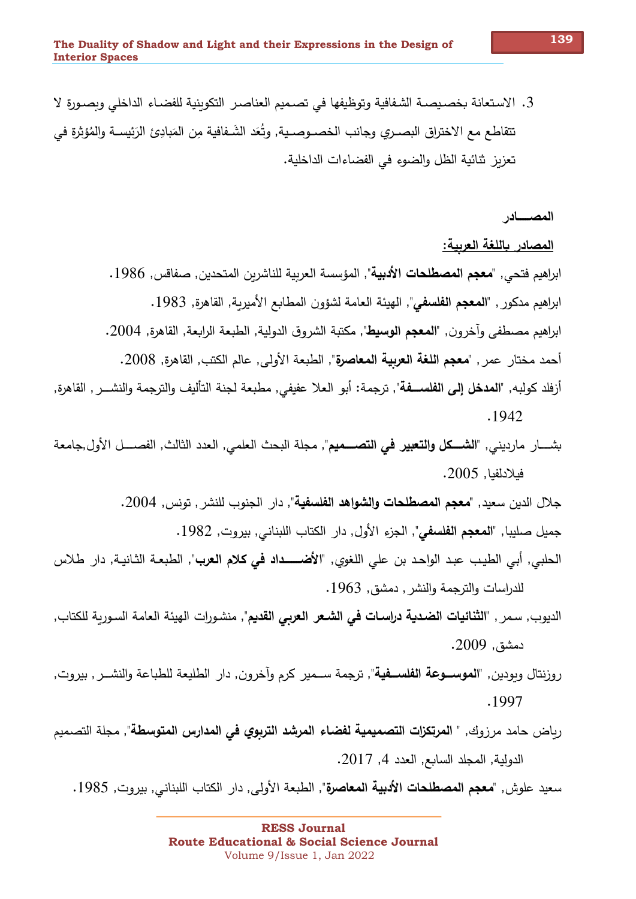3. الاستعانة بخصيصة الشفافية وتوظيفها في تصميم العناصر التكوينية للفضاء الداخلي وبصورة لا تتقاطع مع الاختراق البصري وجانب الخصوصية, وتُعَد الشَفافية مِن المَبادِئ الرَئيسة والمُؤثِرة في تعزيز ثنائية الظل والضوء في الفضاءات الداخلية.

**المصـــادر**

**المصادر باللغة العربية:**

ابراهيم فتحي, "**معجم المصطلحات الأدبية**", المؤسسة العربية للناشرين المتحدين, صفاقس, 1986.

ابراهيم مدكور , "**المعجم الفلسفي**", الهيئة العامة لشؤون المطابع الأميرية, القاهرة, 1983.

ابراهيم مصطفى وآخرون, "**المعجم الوسيط**", مكتبة الشروق الدولية, الطبعة الرابعة, القاهرة, 2004.

أحمد مختار عمر , "**معجم اللغة العربية المعاصرة**", الطبعة الأولى, عالم الكتب, القاهرة, 2008.

أزفلد كولبه, "**المدخل إلى الفلســفة**", ترجمة: أبو العلا عفيفي, مطبعة لجنة التأليف والترجمة والنشــر , القاهرة, 1942.

بشـــار مارديني, "**الشـــكل والتعبير في التصــميم**", مجلة البحث العلمي, العدد الثالث, الفصـــل الأول,جامعة فيلادلفيا, 2005.

جلال الدين سعيد, "**معجم المصطلحات والشواهد الفلسفية**", دار الجنوب للنشر, تونس, 2004.

جميل صليبا, "**المعجم الفلسفي**", الجزء الأول, دار الكتاب اللبناني, بيروت, 1982.

الحلبي, أبي الطيب عبد الواحد بن علي اللغوي, "**الأضــــداد في كلام العرب**", الطبعة الثانية, دار طلاس للدراسات والترجمة والنشر, دمشق, 1963.

الديوب, سمر , "**الثنائيات الضدية دراسات في الشعر العربي القديم**", منشورات الهيئة العامة السورية للكتاب, دمشق, 2009.

روزنتال ويودين, "**الموســوعة الفلســفية**", ترجمة ســمير كرم وآخرون, دار الطليعة للطباعة والنشــر , بيروت, 1997.

رياض حامد مرزوك, " **المرتكزات التصميمية لفضاء المرشد التربوي في المدارس المتوسطة**", مجلة التصميم الدولية, المجلد السابع, العدد 4, 2017.

سعيد علوش, "**معجم المصطلحات الأدبية المعاصرة**", الطبعة الأولى, دار الكتاب اللبناني, بيروت, 1985.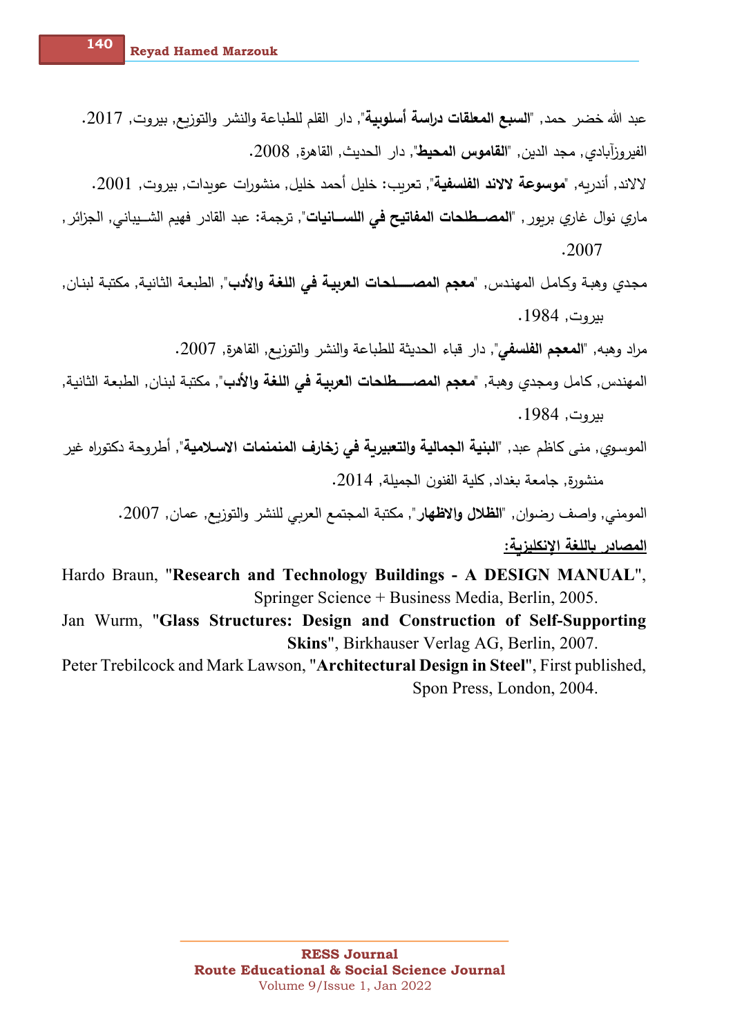عبد الله خضر حمد, "**السبع المعلقات دراسة أسلوبية**", دار القلم للطباعة والنشر والتوزيع, بيروت, 2017.

الفيروزآبادي, مجد الدين, "**القاموس المحيط**", دار الحديث, القاهرة, 2008.

لالاند, أندريه, "**موسوعة لالاند الفلسفية**", تعريب: خليل أحمد خليل, منشورات عويدات, بيروت, 2001.

ماري نوال غاري بريور, "**المصطلحات المفاتيح في اللسانيات**", ترجمة: عبد القادر فهيم الشيباني, الجزائر, 2007.

مجدي وهبة وكامل المهندس, "**معجم المصطلحات العربية في اللغة والأدب**", الطبعة الثانية, مكتبة لبنان, بيروت, 1984.

مراد وهبه, "**المعجم الفلسفي**", دار قباء الحديثة للطباعة والنشر والتوزيع, القاهرة, 2007.

المهندس, كامل ومجدي وهبة, "**معجم المصطلحات العربية في اللغة والأدب**", مكتبة لبنان, الطبعة الثانية, بيروت, 1984.

الموسوي, منى كاظم عبد, "**البنية الجمالية والتعبيرية في زخارف المنمنمات الاسلامية**", أطروحة دكتوراه غير منشورة, جامعة بغداد, كلية الفنون الجميلة, 2014.

المومني, واصف رضوان, "**الظلال والاظهار**", مكتبة المجتمع العربي للنشر والتوزيع, عمان, 2007.

**المصادر باللغة الإنكليزية:**

Hardo Braun, "**Research and Technology Buildings - A DESIGN MANUAL**", Springer Science + Business Media, Berlin, 2005.

Jan Wurm, "**Glass Structures: Design and Construction of Self-Supporting Skins**", Birkhauser Verlag AG, Berlin, 2007.

Peter Trebilcock and Mark Lawson, "**Architectural Design in Steel**", First published, Spon Press, London, 2004.